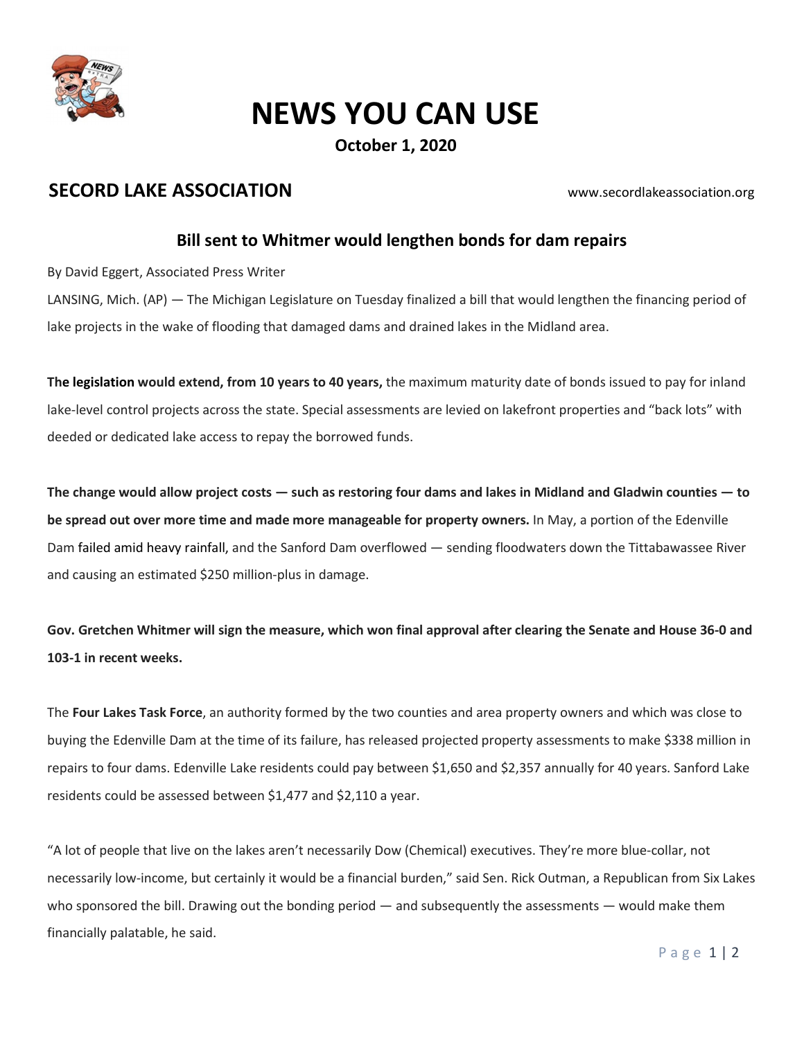# NEWS YOU CAN USE

**October 1, 2020**

## SECORD LAKE ASSOCIATION

www.secordlakeassociation.org

### Bill sent to Whitmer would lengthen bonds for dam repairs

By David Eggert, Associated Press Writer

LANSING, Mich. (AP) — The Michigan Legislature on Tuesday finalized a bill that would lengthen the financing period of lake projects in the wake of flooding that damaged dams and drained lakes in the Midland area.

**The legislation would extend, from 10 years to 40 years,** the maximum maturity date of bonds issued to pay for inland lake-level control projects across the state. Special assessments are levied on lakefront properties and "back lots" with deeded or dedicated lake access to repay the borrowed funds.

**The change would allow project costs — such as restoring four dams and lakes in Midland and Gladwin counties — to be spread out over more time and made more manageable for property owners.** In May, a portion of the Edenville Dam failed amid heavy rainfall, and the Sanford Dam overflowed — sending floodwaters down the Tittabawassee River and causing an estimated $250 million-plus in damage.

**Gov. Gretchen Whitmer will sign the measure, which won final approval after clearing the Senate and House 36-0 and 103-1 in recent weeks.**

The **Four Lakes Task Force**, an authority formed by the two counties and area property owners and which was close to buying the Edenville Dam at the time of its failure, has released projected property assessments to make $338 million in repairs to four dams. Edenville Lake residents could pay between $1,650 and $2,357 annually for 40 years. Sanford Lake residents could be assessed between $1,477 and $2,110 a year.

"A lot of people that live on the lakes aren't necessarily Dow (Chemical) executives. They're more blue-collar, not necessarily low-income, but certainly it would be a financial burden," said Sen. Rick Outman, a Republican from Six Lakes who sponsored the bill. Drawing out the bonding period — and subsequently the assessments — would make them financially palatable, he said.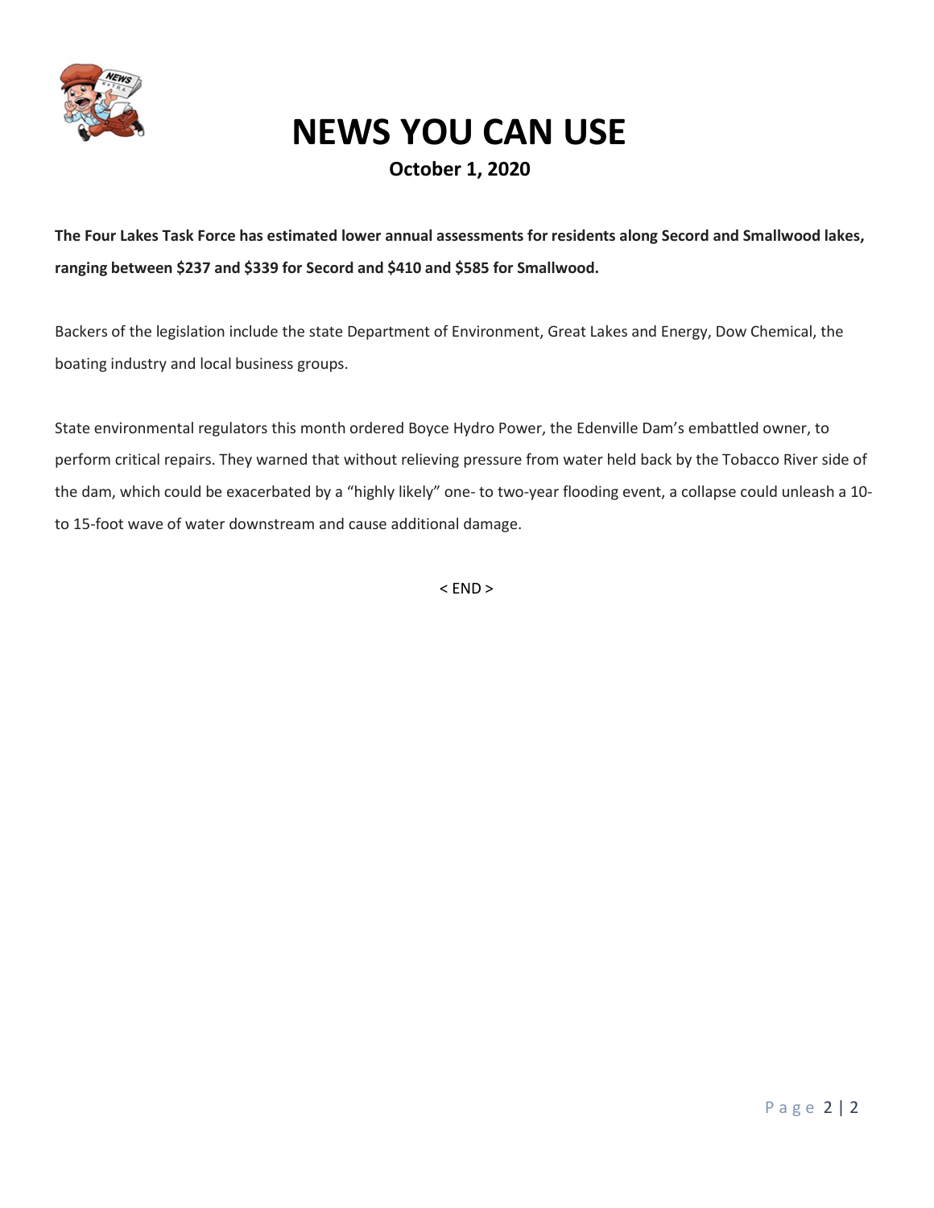# NEWS YOU CAN USE

**October 1, 2020**

**The Four Lakes Task Force has estimated lower annual assessments for residents along Secord and Smallwood lakes, ranging between $237 and $339 for Secord and $410 and $585 for Smallwood.**

Backers of the legislation include the state Department of Environment, Great Lakes and Energy, Dow Chemical, the boating industry and local business groups.

State environmental regulators this month ordered Boyce Hydro Power, the Edenville Dam's embattled owner, to perform critical repairs. They warned that without relieving pressure from water held back by the Tobacco River side of the dam, which could be exacerbated by a "highly likely" one- to two-year flooding event, a collapse could unleash a 10- to 15-foot wave of water downstream and cause additional damage.

< END >